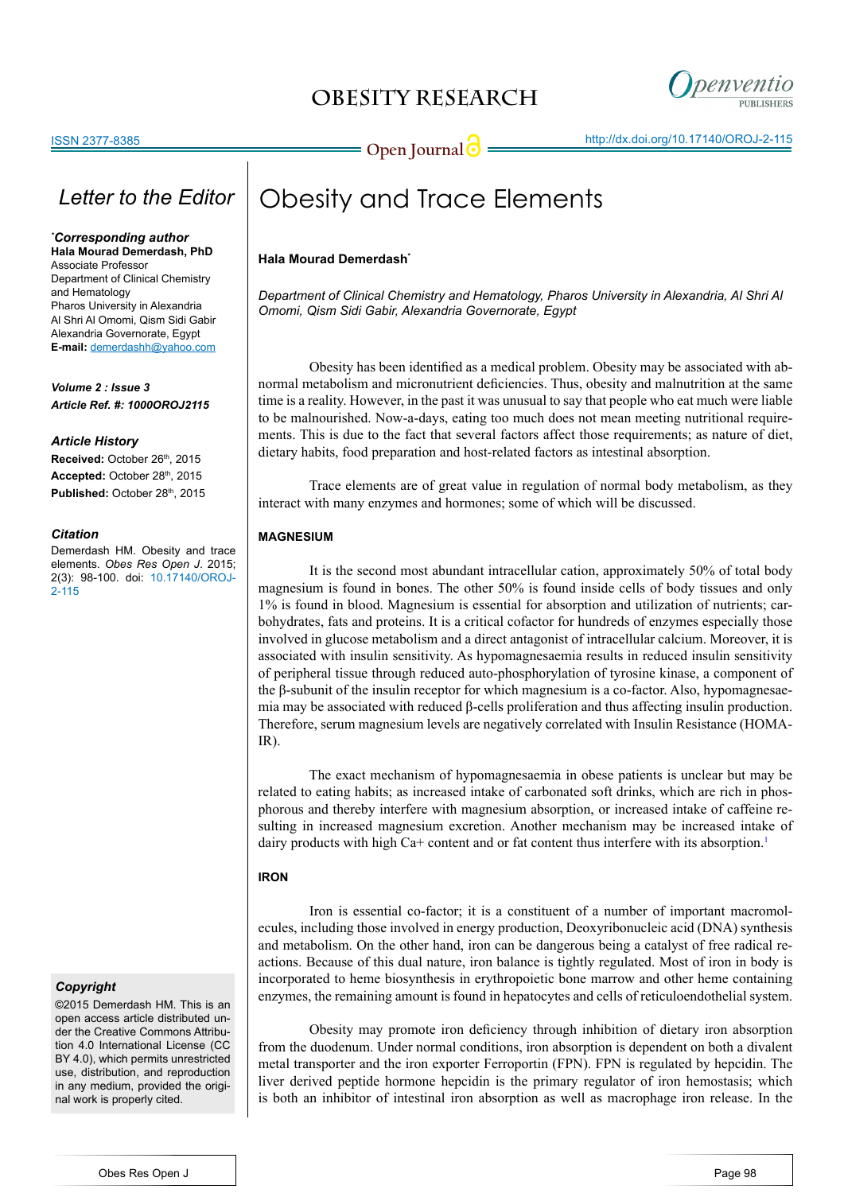# Letter to the Editor

# Obesity and Trace Elements

**Hala Mourad Demerdash**[*]

*Department of Clinical Chemistry and Hematology, Pharos University in Alexandria, Al Shri Al Omomi, Qism Sidi Gabir, Alexandria Governorate, Egypt*

***Corresponding author**
**Hala Mourad Demerdash, PhD**
Associate Professor
Department of Clinical Chemistry and Hematology
Pharos University in Alexandria
Al Shri Al Omomi, Qism Sidi Gabir
Alexandria Governorate, Egypt
**E-mail:** demerdashh@yahoo.com

***Volume 2 : Issue 3***
***Article Ref. #: 1000OROJ2115***

### Article History

**Received:** October 26th, 2015
**Accepted:** October 28th, 2015
**Published:** October 28th, 2015

### Citation

Demerdash HM. Obesity and trace elements. *Obes Res Open J*. 2015; 2(3): 98-100. doi: 10.17140/OROJ-2-115

### Copyright

©2015 Demerdash HM. This is an open access article distributed under the Creative Commons Attribution 4.0 International License (CC BY 4.0), which permits unrestricted use, distribution, and reproduction in any medium, provided the original work is properly cited.

Obesity has been identified as a medical problem. Obesity may be associated with abnormal metabolism and micronutrient deficiencies. Thus, obesity and malnutrition at the same time is a reality. However, in the past it was unusual to say that people who eat much were liable to be malnourished. Now-a-days, eating too much does not mean meeting nutritional requirements. This is due to the fact that several factors affect those requirements; as nature of diet, dietary habits, food preparation and host-related factors as intestinal absorption.

Trace elements are of great value in regulation of normal body metabolism, as they interact with many enzymes and hormones; some of which will be discussed.

## MAGNESIUM

It is the second most abundant intracellular cation, approximately 50% of total body magnesium is found in bones. The other 50% is found inside cells of body tissues and only 1% is found in blood. Magnesium is essential for absorption and utilization of nutrients; carbohydrates, fats and proteins. It is a critical cofactor for hundreds of enzymes especially those involved in glucose metabolism and a direct antagonist of intracellular calcium. Moreover, it is associated with insulin sensitivity. As hypomagnesaemia results in reduced insulin sensitivity of peripheral tissue through reduced auto-phosphorylation of tyrosine kinase, a component of the β-subunit of the insulin receptor for which magnesium is a co-factor. Also, hypomagnesaemia may be associated with reduced β-cells proliferation and thus affecting insulin production. Therefore, serum magnesium levels are negatively correlated with Insulin Resistance (HOMA-IR).

The exact mechanism of hypomagnesaemia in obese patients is unclear but may be related to eating habits; as increased intake of carbonated soft drinks, which are rich in phosphorous and thereby interfere with magnesium absorption, or increased intake of caffeine resulting in increased magnesium excretion. Another mechanism may be increased intake of dairy products with high Ca+ content and or fat content thus interfere with its absorption.[1]

## IRON

Iron is essential co-factor; it is a constituent of a number of important macromolecules, including those involved in energy production, Deoxyribonucleic acid (DNA) synthesis and metabolism. On the other hand, iron can be dangerous being a catalyst of free radical reactions. Because of this dual nature, iron balance is tightly regulated. Most of iron in body is incorporated to heme biosynthesis in erythropoietic bone marrow and other heme containing enzymes, the remaining amount is found in hepatocytes and cells of reticuloendothelial system.

Obesity may promote iron deficiency through inhibition of dietary iron absorption from the duodenum. Under normal conditions, iron absorption is dependent on both a divalent metal transporter and the iron exporter Ferroportin (FPN). FPN is regulated by hepcidin. The liver derived peptide hormone hepcidin is the primary regulator of iron hemostasis; which is both an inhibitor of intestinal iron absorption as well as macrophage iron release. In the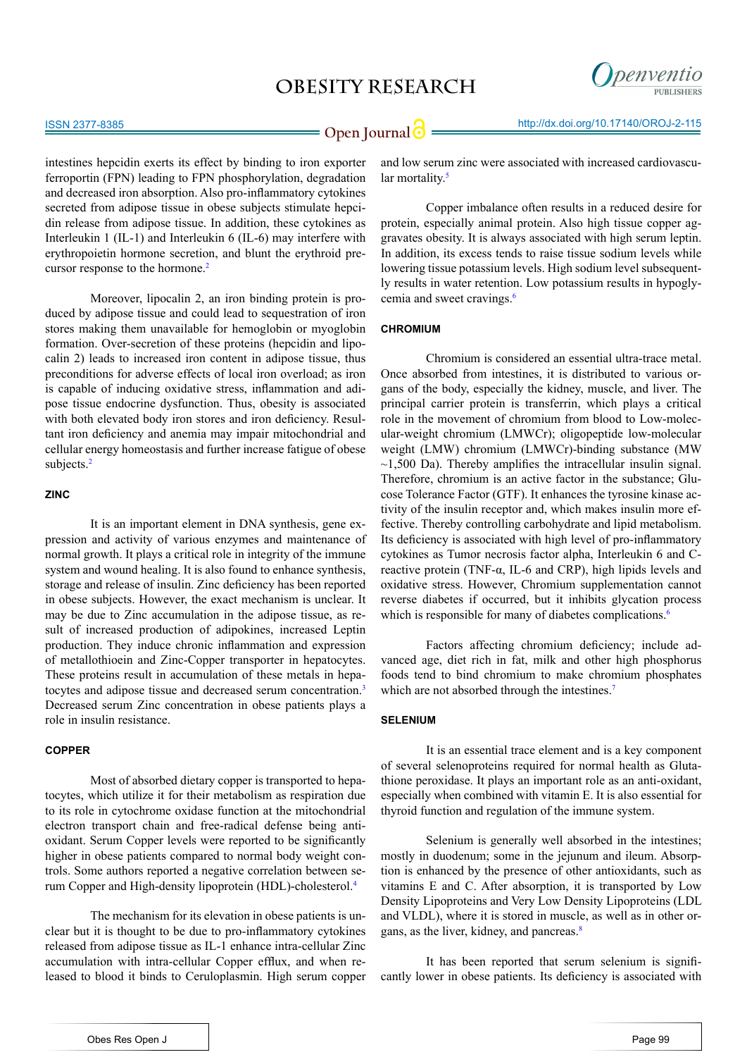intestines hepcidin exerts its effect by binding to iron exporter ferroportin (FPN) leading to FPN phosphorylation, degradation and decreased iron absorption. Also pro-inflammatory cytokines secreted from adipose tissue in obese subjects stimulate hepcidin release from adipose tissue. In addition, these cytokines as Interleukin 1 (IL-1) and Interleukin 6 (IL-6) may interfere with erythropoietin hormone secretion, and blunt the erythroid precursor response to the hormone.[2]

Moreover, lipocalin 2, an iron binding protein is produced by adipose tissue and could lead to sequestration of iron stores making them unavailable for hemoglobin or myoglobin formation. Over-secretion of these proteins (hepcidin and lipocalin 2) leads to increased iron content in adipose tissue, thus preconditions for adverse effects of local iron overload; as iron is capable of inducing oxidative stress, inflammation and adipose tissue endocrine dysfunction. Thus, obesity is associated with both elevated body iron stores and iron deficiency. Resultant iron deficiency and anemia may impair mitochondrial and cellular energy homeostasis and further increase fatigue of obese subjects.[2]

## ZINC

It is an important element in DNA synthesis, gene expression and activity of various enzymes and maintenance of normal growth. It plays a critical role in integrity of the immune system and wound healing. It is also found to enhance synthesis, storage and release of insulin. Zinc deficiency has been reported in obese subjects. However, the exact mechanism is unclear. It may be due to Zinc accumulation in the adipose tissue, as result of increased production of adipokines, increased Leptin production. They induce chronic inflammation and expression of metallothioein and Zinc-Copper transporter in hepatocytes. These proteins result in accumulation of these metals in hepatocytes and adipose tissue and decreased serum concentration.[3] Decreased serum Zinc concentration in obese patients plays a role in insulin resistance.

## COPPER

Most of absorbed dietary copper is transported to hepatocytes, which utilize it for their metabolism as respiration due to its role in cytochrome oxidase function at the mitochondrial electron transport chain and free-radical defense being antioxidant. Serum Copper levels were reported to be significantly higher in obese patients compared to normal body weight controls. Some authors reported a negative correlation between serum Copper and High-density lipoprotein (HDL)-cholesterol.[4]

The mechanism for its elevation in obese patients is unclear but it is thought to be due to pro-inflammatory cytokines released from adipose tissue as IL-1 enhance intra-cellular Zinc accumulation with intra-cellular Copper efflux, and when released to blood it binds to Ceruloplasmin. High serum copper and low serum zinc were associated with increased cardiovascular mortality.[5]

Copper imbalance often results in a reduced desire for protein, especially animal protein. Also high tissue copper aggravates obesity. It is always associated with high serum leptin. In addition, its excess tends to raise tissue sodium levels while lowering tissue potassium levels. High sodium level subsequently results in water retention. Low potassium results in hypoglycemia and sweet cravings.[6]

## CHROMIUM

Chromium is considered an essential ultra-trace metal. Once absorbed from intestines, it is distributed to various organs of the body, especially the kidney, muscle, and liver. The principal carrier protein is transferrin, which plays a critical role in the movement of chromium from blood to Low-molecular-weight chromium (LMWCr); oligopeptide low-molecular weight (LMW) chromium (LMWCr)-binding substance (MW ~1,500 Da). Thereby amplifies the intracellular insulin signal. Therefore, chromium is an active factor in the substance; Glucose Tolerance Factor (GTF). It enhances the tyrosine kinase activity of the insulin receptor and, which makes insulin more effective. Thereby controlling carbohydrate and lipid metabolism. Its deficiency is associated with high level of pro-inflammatory cytokines as Tumor necrosis factor alpha, Interleukin 6 and C-reactive protein (TNF-α, IL-6 and CRP), high lipids levels and oxidative stress. However, Chromium supplementation cannot reverse diabetes if occurred, but it inhibits glycation process which is responsible for many of diabetes complications.[6]

Factors affecting chromium deficiency; include advanced age, diet rich in fat, milk and other high phosphorus foods tend to bind chromium to make chromium phosphates which are not absorbed through the intestines.[7]

## SELENIUM

It is an essential trace element and is a key component of several selenoproteins required for normal health as Glutathione peroxidase. It plays an important role as an anti-oxidant, especially when combined with vitamin E. It is also essential for thyroid function and regulation of the immune system.

Selenium is generally well absorbed in the intestines; mostly in duodenum; some in the jejunum and ileum. Absorption is enhanced by the presence of other antioxidants, such as vitamins E and C. After absorption, it is transported by Low Density Lipoproteins and Very Low Density Lipoproteins (LDL and VLDL), where it is stored in muscle, as well as in other organs, as the liver, kidney, and pancreas.[8]

It has been reported that serum selenium is significantly lower in obese patients. Its deficiency is associated with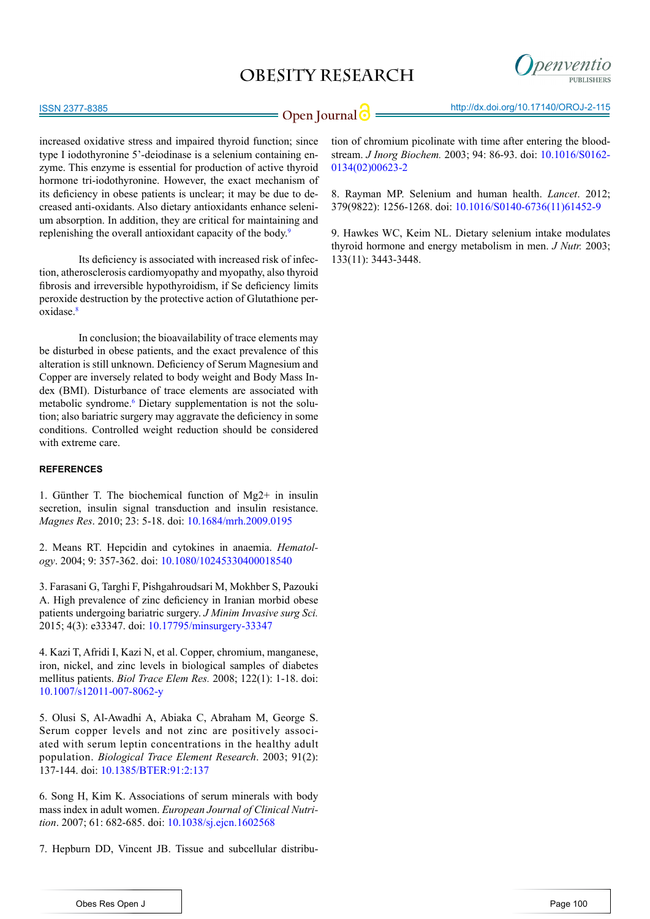increased oxidative stress and impaired thyroid function; since type I iodothyronine 5'-deiodinase is a selenium containing enzyme. This enzyme is essential for production of active thyroid hormone tri-iodothyronine. However, the exact mechanism of its deficiency in obese patients is unclear; it may be due to decreased anti-oxidants. Also dietary antioxidants enhance selenium absorption. In addition, they are critical for maintaining and replenishing the overall antioxidant capacity of the body.[9]

Its deficiency is associated with increased risk of infection, atherosclerosis cardiomyopathy and myopathy, also thyroid fibrosis and irreversible hypothyroidism, if Se deficiency limits peroxide destruction by the protective action of Glutathione peroxidase.[8]

In conclusion; the bioavailability of trace elements may be disturbed in obese patients, and the exact prevalence of this alteration is still unknown. Deficiency of Serum Magnesium and Copper are inversely related to body weight and Body Mass Index (BMI). Disturbance of trace elements are associated with metabolic syndrome.[6] Dietary supplementation is not the solution; also bariatric surgery may aggravate the deficiency in some conditions. Controlled weight reduction should be considered with extreme care.

## REFERENCES

1. Günther T. The biochemical function of Mg2+ in insulin secretion, insulin signal transduction and insulin resistance. *Magnes Res*. 2010; 23: 5-18. doi: 10.1684/mrh.2009.0195

2. Means RT. Hepcidin and cytokines in anaemia. *Hematology*. 2004; 9: 357-362. doi: 10.1080/10245330400018540

3. Farasani G, Targhi F, Pishgahroudsari M, Mokhber S, Pazouki A. High prevalence of zinc deficiency in Iranian morbid obese patients undergoing bariatric surgery. *J Minim Invasive surg Sci.* 2015; 4(3): e33347. doi: 10.17795/minsurgery-33347

4. Kazi T, Afridi I, Kazi N, et al. Copper, chromium, manganese, iron, nickel, and zinc levels in biological samples of diabetes mellitus patients. *Biol Trace Elem Res.* 2008; 122(1): 1-18. doi: 10.1007/s12011-007-8062-y

5. Olusi S, Al-Awadhi A, Abiaka C, Abraham M, George S. Serum copper levels and not zinc are positively associated with serum leptin concentrations in the healthy adult population. *Biological Trace Element Research*. 2003; 91(2): 137-144. doi: 10.1385/BTER:91:2:137

6. Song H, Kim K. Associations of serum minerals with body mass index in adult women. *European Journal of Clinical Nutrition*. 2007; 61: 682-685. doi: 10.1038/sj.ejcn.1602568

7. Hepburn DD, Vincent JB. Tissue and subcellular distribution of chromium picolinate with time after entering the bloodstream. *J Inorg Biochem.* 2003; 94: 86-93. doi: 10.1016/S0162-0134(02)00623-2

8. Rayman MP. Selenium and human health. *Lancet*. 2012; 379(9822): 1256-1268. doi: 10.1016/S0140-6736(11)61452-9

9. Hawkes WC, Keim NL. Dietary selenium intake modulates thyroid hormone and energy metabolism in men. *J Nutr.* 2003; 133(11): 3443-3448.